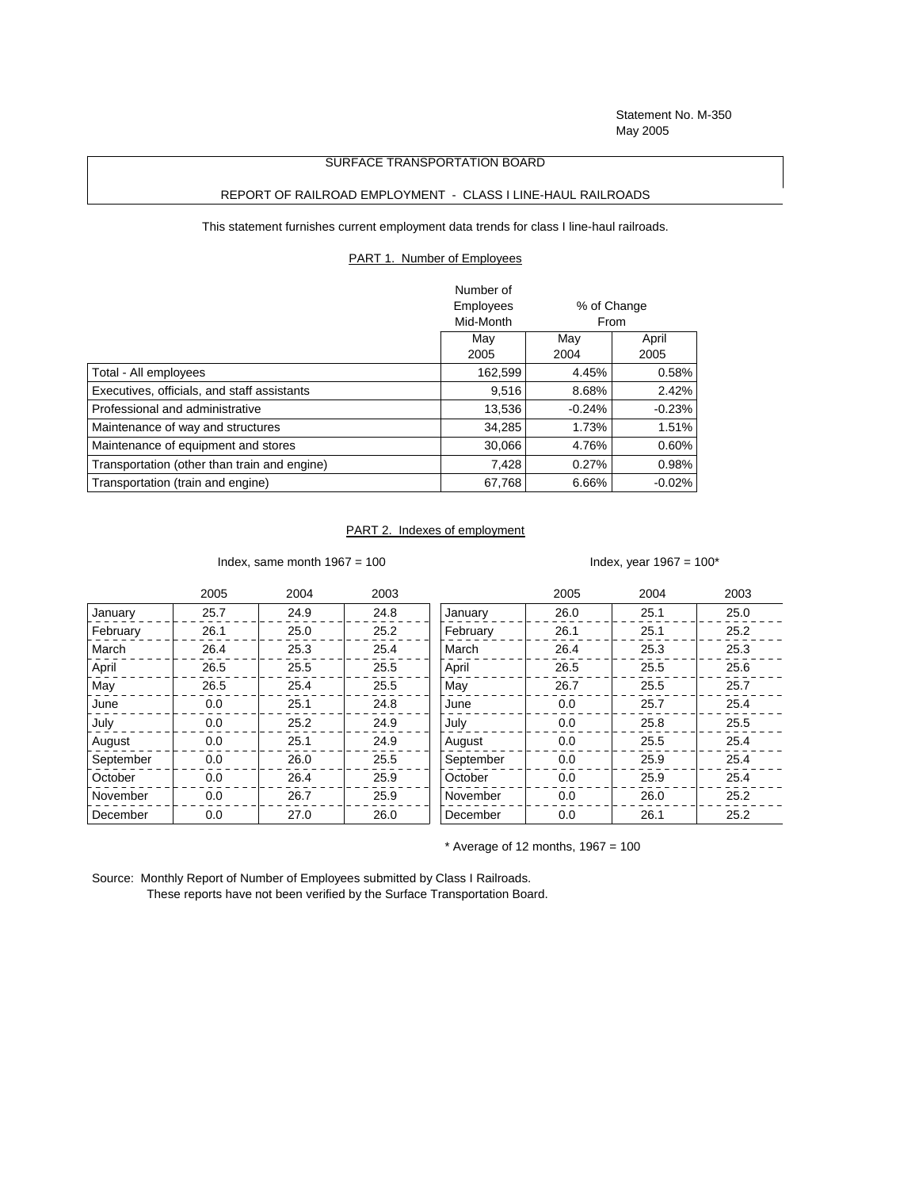Statement No. M-350
May 2005

SURFACE TRANSPORTATION BOARD

REPORT OF RAILROAD EMPLOYMENT - CLASS I LINE-HAUL RAILROADS

This statement furnishes current employment data trends for class I line-haul railroads.

## PART 1. Number of Employees

| | Number of Employees Mid-Month | % of Change From | |
|---|---|---|---|
| | May 2005 | May 2004 | April 2005 |
| Total - All employees | 162,599 | 4.45% | 0.58% |
| Executives, officials, and staff assistants | 9,516 | 8.68% | 2.42% |
| Professional and administrative | 13,536 | -0.24% | -0.23% |
| Maintenance of way and structures | 34,285 | 1.73% | 1.51% |
| Maintenance of equipment and stores | 30,066 | 4.76% | 0.60% |
| Transportation (other than train and engine) | 7,428 | 0.27% | 0.98% |
| Transportation (train and engine) | 67,768 | 6.66% | -0.02% |

## PART 2. Indexes of employment

Index, same month 1967 = 100

| | 2005 | 2004 | 2003 |
|---|---|---|---|
| January | 25.7 | 24.9 | 24.8 |
| February | 26.1 | 25.0 | 25.2 |
| March | 26.4 | 25.3 | 25.4 |
| April | 26.5 | 25.5 | 25.5 |
| May | 26.5 | 25.4 | 25.5 |
| June | 0.0 | 25.1 | 24.8 |
| July | 0.0 | 25.2 | 24.9 |
| August | 0.0 | 25.1 | 24.9 |
| September | 0.0 | 26.0 | 25.5 |
| October | 0.0 | 26.4 | 25.9 |
| November | 0.0 | 26.7 | 25.9 |
| December | 0.0 | 27.0 | 26.0 |

Index, year 1967 = 100*

| | 2005 | 2004 | 2003 |
|---|---|---|---|
| January | 26.0 | 25.1 | 25.0 |
| February | 26.1 | 25.1 | 25.2 |
| March | 26.4 | 25.3 | 25.3 |
| April | 26.5 | 25.5 | 25.6 |
| May | 26.7 | 25.5 | 25.7 |
| June | 0.0 | 25.7 | 25.4 |
| July | 0.0 | 25.8 | 25.5 |
| August | 0.0 | 25.5 | 25.4 |
| September | 0.0 | 25.9 | 25.4 |
| October | 0.0 | 25.9 | 25.4 |
| November | 0.0 | 26.0 | 25.2 |
| December | 0.0 | 26.1 | 25.2 |

* Average of 12 months, 1967 = 100

Source: Monthly Report of Number of Employees submitted by Class I Railroads.
These reports have not been verified by the Surface Transportation Board.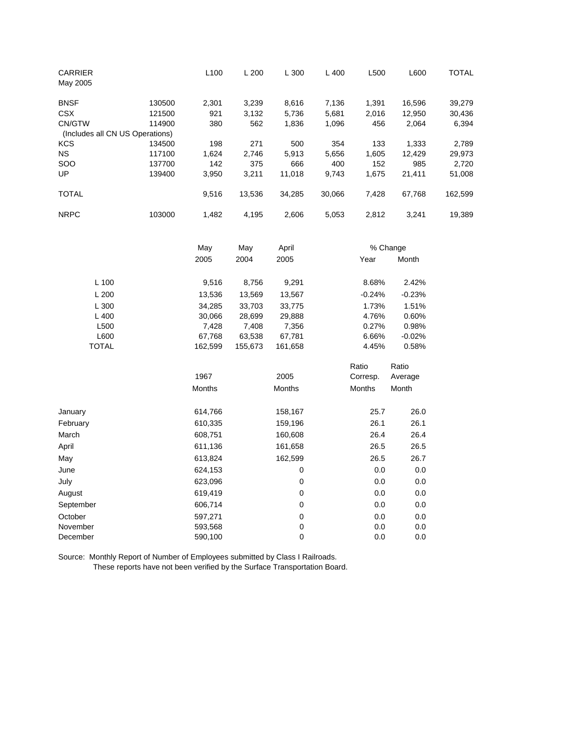| CARRIER May 2005 | | L100 | L 200 | L 300 | L 400 | L500 | L600 | TOTAL |
|---|---|---|---|---|---|---|---|---|
| BNSF | 130500 | 2,301 | 3,239 | 8,616 | 7,136 | 1,391 | 16,596 | 39,279 |
| CSX | 121500 | 921 | 3,132 | 5,736 | 5,681 | 2,016 | 12,950 | 30,436 |
| CN/GTW (Includes all CN US Operations) | 114900 | 380 | 562 | 1,836 | 1,096 | 456 | 2,064 | 6,394 |
| KCS | 134500 | 198 | 271 | 500 | 354 | 133 | 1,333 | 2,789 |
| NS | 117100 | 1,624 | 2,746 | 5,913 | 5,656 | 1,605 | 12,429 | 29,973 |
| SOO | 137700 | 142 | 375 | 666 | 400 | 152 | 985 | 2,720 |
| UP | 139400 | 3,950 | 3,211 | 11,018 | 9,743 | 1,675 | 21,411 | 51,008 |
| TOTAL | | 9,516 | 13,536 | 34,285 | 30,066 | 7,428 | 67,768 | 162,599 |
| NRPC | 103000 | 1,482 | 4,195 | 2,606 | 5,053 | 2,812 | 3,241 | 19,389 |

| | May 2005 | May 2004 | April 2005 | % Change Year | % Change Month |
|---|---|---|---|---|---|
| L 100 | 9,516 | 8,756 | 9,291 | 8.68% | 2.42% |
| L 200 | 13,536 | 13,569 | 13,567 | -0.24% | -0.23% |
| L 300 | 34,285 | 33,703 | 33,775 | 1.73% | 1.51% |
| L 400 | 30,066 | 28,699 | 29,888 | 4.76% | 0.60% |
| L500 | 7,428 | 7,408 | 7,356 | 0.27% | 0.98% |
| L600 | 67,768 | 63,538 | 67,781 | 6.66% | -0.02% |
| TOTAL | 162,599 | 155,673 | 161,658 | 4.45% | 0.58% |

| | 1967 Months | 2005 Months | Ratio Corresp. Months | Ratio Average Month |
|---|---|---|---|---|
| January | 614,766 | 158,167 | 25.7 | 26.0 |
| February | 610,335 | 159,196 | 26.1 | 26.1 |
| March | 608,751 | 160,608 | 26.4 | 26.4 |
| April | 611,136 | 161,658 | 26.5 | 26.5 |
| May | 613,824 | 162,599 | 26.5 | 26.7 |
| June | 624,153 | 0 | 0.0 | 0.0 |
| July | 623,096 | 0 | 0.0 | 0.0 |
| August | 619,419 | 0 | 0.0 | 0.0 |
| September | 606,714 | 0 | 0.0 | 0.0 |
| October | 597,271 | 0 | 0.0 | 0.0 |
| November | 593,568 | 0 | 0.0 | 0.0 |
| December | 590,100 | 0 | 0.0 | 0.0 |

Source: Monthly Report of Number of Employees submitted by Class I Railroads.
These reports have not been verified by the Surface Transportation Board.